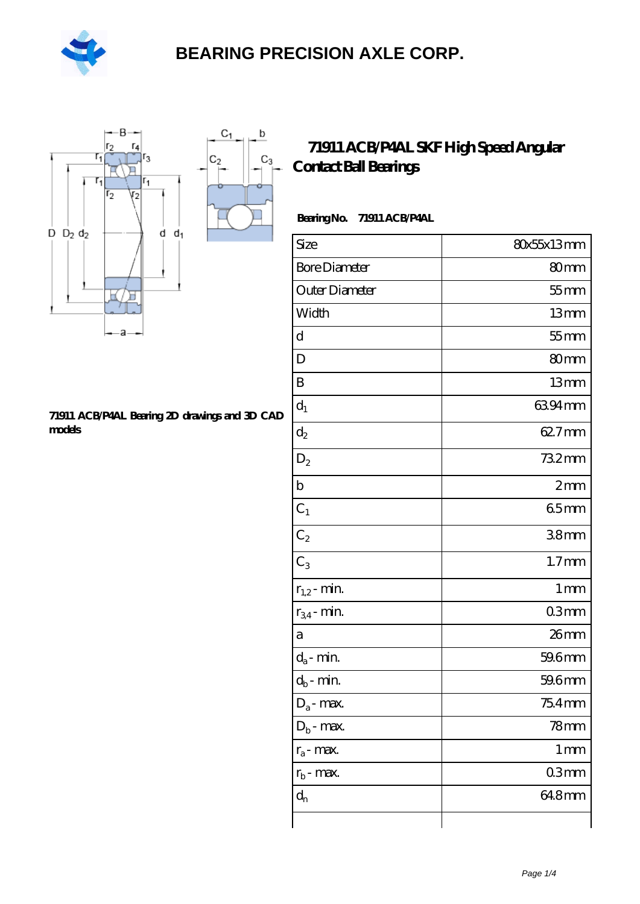# BEARING PRECISION AXLE CORP.

## 71911 ACB/P4AL SKF High Speed Angular Contact Ball Bearings

**Bearing No. 71911 ACB/P4AL**

| Size | 80x55x13 mm |
|---|---|
| Bore Diameter | 80 mm |
| Outer Diameter | 55 mm |
| Width | 13 mm |
| d | 55 mm |
| D | 80 mm |
| B | 13 mm |
| $d_1$ | 63.94 mm |
| $d_2$ | 62.7 mm |
| $D_2$ | 73.2 mm |
| b | 2 mm |
| $C_1$ | 6.5 mm |
| $C_2$ | 3.8 mm |
| $C_3$ | 1.7 mm |
| $r_{1,2}$ - min. | 1 mm |
| $r_{3,4}$ - min. | 0.3 mm |
| a | 26 mm |
| $d_a$ - min. | 59.6 mm |
| $d_b$ - min. | 59.6 mm |
| $D_a$ - max. | 75.4 mm |
| $D_b$ - max. | 78 mm |
| $r_a$ - max. | 1 mm |
| $r_b$ - max. | 0.3 mm |
| $d_n$ | 64.8 mm |
| | |

**71911 ACB/P4AL Bearing 2D drawings and 3D CAD models**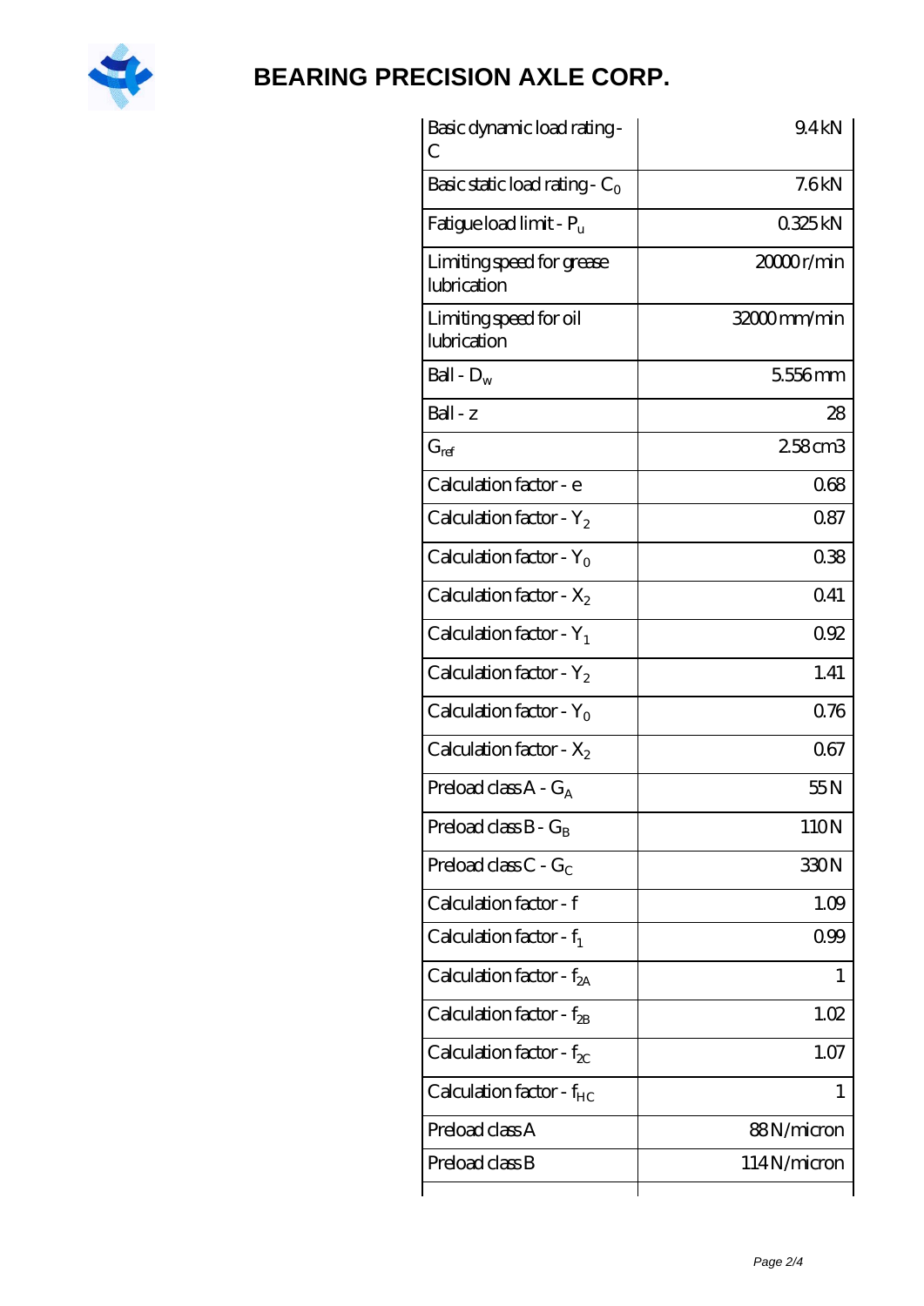# BEARING PRECISION AXLE CORP.

| | |
|---|---|
| Basic dynamic load rating - C | 9.4 kN |
| Basic static load rating - $C_0$ | 7.6 kN |
| Fatigue load limit - $P_u$ | 0.325 kN |
| Limiting speed for grease lubrication | 20000 r/min |
| Limiting speed for oil lubrication | 32000 mm/min |
| Ball - $D_w$ | 5.556 mm |
| Ball - z | 28 |
| $G_{ref}$ | 2.58 cm3 |
| Calculation factor - e | 0.68 |
| Calculation factor - $Y_2$ | 0.87 |
| Calculation factor - $Y_0$ | 0.38 |
| Calculation factor - $X_2$ | 0.41 |
| Calculation factor - $Y_1$ | 0.92 |
| Calculation factor - $Y_2$ | 1.41 |
| Calculation factor - $Y_0$ | 0.76 |
| Calculation factor - $X_2$ | 0.67 |
| Preload class A - $G_A$ | 55 N |
| Preload class B - $G_B$ | 110 N |
| Preload class C - $G_C$ | 330 N |
| Calculation factor - f | 1.09 |
| Calculation factor - $f_1$ | 0.99 |
| Calculation factor - $f_{2A}$ | 1 |
| Calculation factor - $f_{2B}$ | 1.02 |
| Calculation factor - $f_{2C}$ | 1.07 |
| Calculation factor - $f_{HC}$ | 1 |
| Preload class A | 88 N/micron |
| Preload class B | 114 N/micron |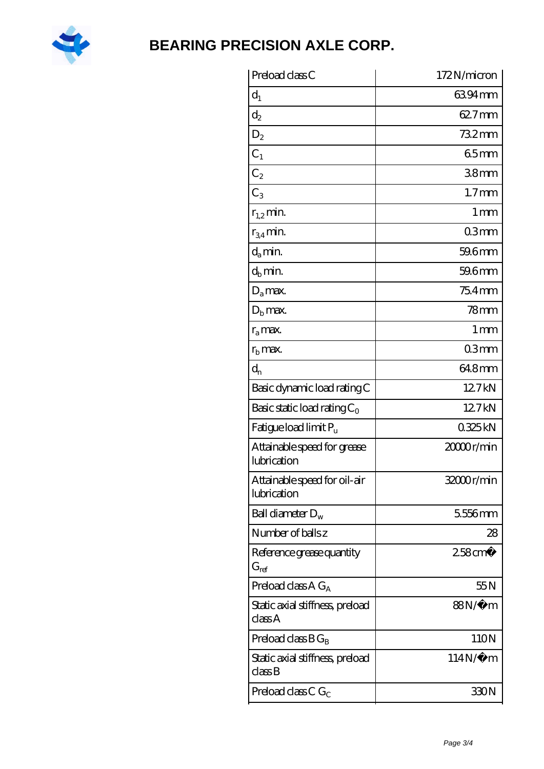| Preload class C | 172 N/micron |
| --- | --- |
| $d_1$ | 63.94 mm |
| $d_2$ | 62.7 mm |
| $D_2$ | 73.2 mm |
| $C_1$ | 6.5 mm |
| $C_2$ | 3.8 mm |
| $C_3$ | 1.7 mm |
| $r_{1,2}$ min. | 1 mm |
| $r_{3,4}$ min. | 0.3 mm |
| $d_a$ min. | 59.6 mm |
| $d_b$ min. | 59.6 mm |
| $D_a$ max. | 75.4 mm |
| $D_b$ max. | 78 mm |
| $r_a$ max. | 1 mm |
| $r_b$ max. | 0.3 mm |
| $d_n$ | 64.8 mm |
| Basic dynamic load rating C | 12.7 kN |
| Basic static load rating $C_0$ | 12.7 kN |
| Fatigue load limit $P_u$ | 0.325 kN |
| Attainable speed for grease lubrication | 20000 r/min |
| Attainable speed for oil-air lubrication | 32000 r/min |
| Ball diameter $D_w$ | 5.556 mm |
| Number of balls z | 28 |
| Reference grease quantity $G_{ref}$ | 2.58 cm� |
| Preload class A $G_A$ | 55 N |
| Static axial stiffness, preload class A | 88 N/�m |
| Preload class B $G_B$ | 110 N |
| Static axial stiffness, preload class B | 114 N/�m |
| Preload class C $G_C$ | 330 N |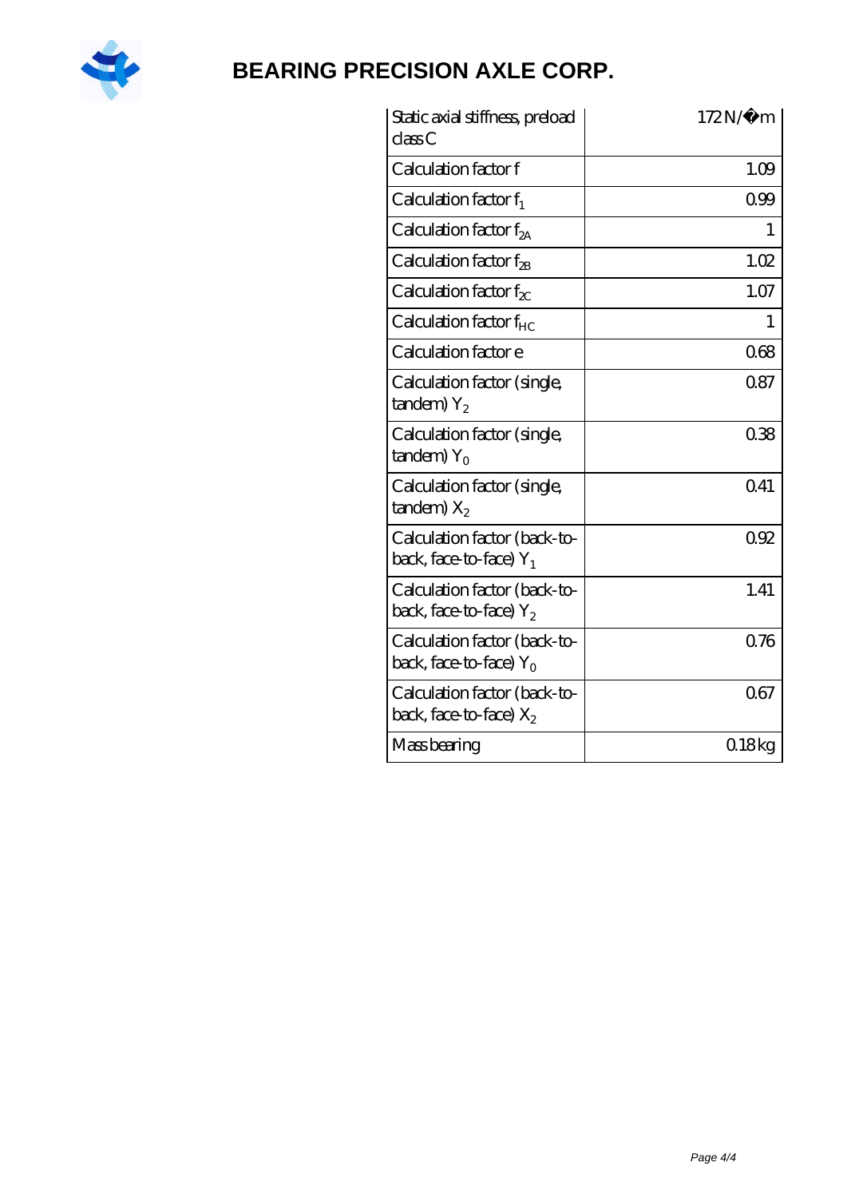# BEARING PRECISION AXLE CORP.

| | |
|---|---|
| Static axial stiffness, preload class C | 172 N/�m |
| Calculation factor f | 1.09 |
| Calculation factor $f_1$ | 0.99 |
| Calculation factor $f_{2A}$ | 1 |
| Calculation factor $f_{2B}$ | 1.02 |
| Calculation factor $f_{2C}$ | 1.07 |
| Calculation factor $f_{HC}$ | 1 |
| Calculation factor e | 0.68 |
| Calculation factor (single, tandem) $Y_2$ | 0.87 |
| Calculation factor (single, tandem) $Y_0$ | 0.38 |
| Calculation factor (single, tandem) $X_2$ | 0.41 |
| Calculation factor (back-to-back, face-to-face) $Y_1$ | 0.92 |
| Calculation factor (back-to-back, face-to-face) $Y_2$ | 1.41 |
| Calculation factor (back-to-back, face-to-face) $Y_0$ | 0.76 |
| Calculation factor (back-to-back, face-to-face) $X_2$ | 0.67 |
| Mass bearing | 0.18 kg |